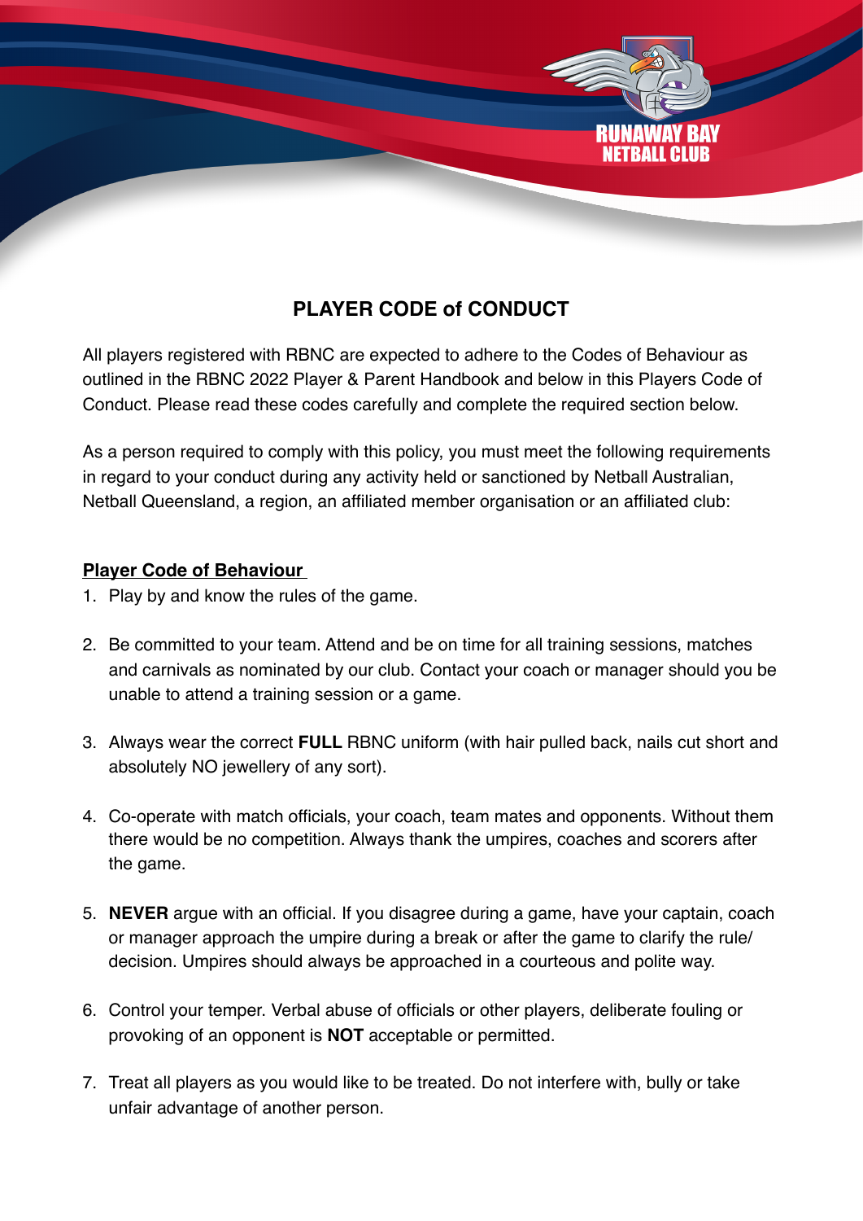RUNAWAY BAY NETBALL CLUB

# PLAYER CODE of CONDUCT

All players registered with RBNC are expected to adhere to the Codes of Behaviour as outlined in the RBNC 2022 Player & Parent Handbook and below in this Players Code of Conduct. Please read these codes carefully and complete the required section below.

As a person required to comply with this policy, you must meet the following requirements in regard to your conduct during any activity held or sanctioned by Netball Australian, Netball Queensland, a region, an affiliated member organisation or an affiliated club:

## Player Code of Behaviour

1. Play by and know the rules of the game.

2. Be committed to your team. Attend and be on time for all training sessions, matches and carnivals as nominated by our club. Contact your coach or manager should you be unable to attend a training session or a game.

3. Always wear the correct **FULL** RBNC uniform (with hair pulled back, nails cut short and absolutely NO jewellery of any sort).

4. Co-operate with match officials, your coach, team mates and opponents. Without them there would be no competition. Always thank the umpires, coaches and scorers after the game.

5. **NEVER** argue with an official. If you disagree during a game, have your captain, coach or manager approach the umpire during a break or after the game to clarify the rule/ decision. Umpires should always be approached in a courteous and polite way.

6. Control your temper. Verbal abuse of officials or other players, deliberate fouling or provoking of an opponent is **NOT** acceptable or permitted.

7. Treat all players as you would like to be treated. Do not interfere with, bully or take unfair advantage of another person.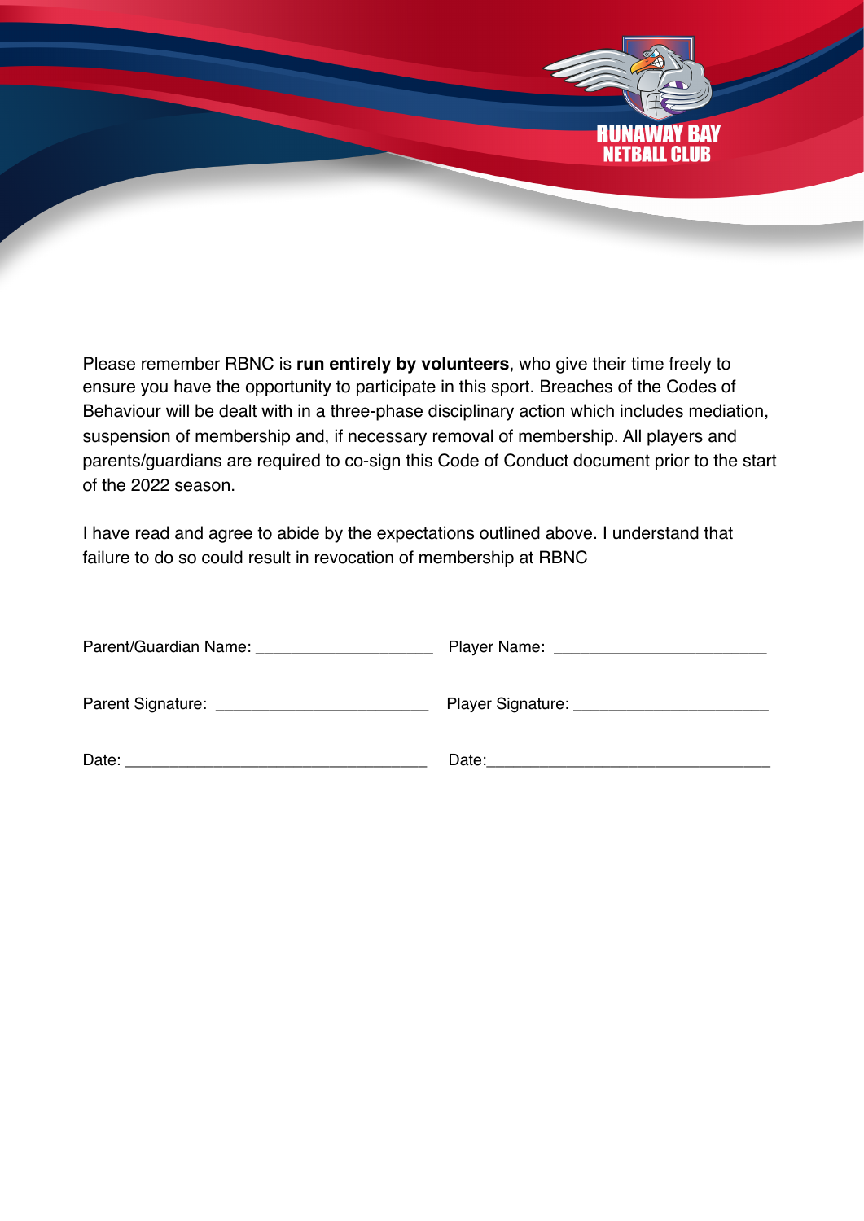Please remember RBNC is **run entirely by volunteers**, who give their time freely to ensure you have the opportunity to participate in this sport. Breaches of the Codes of Behaviour will be dealt with in a three-phase disciplinary action which includes mediation, suspension of membership and, if necessary removal of membership. All players and parents/guardians are required to co-sign this Code of Conduct document prior to the start of the 2022 season.

I have read and agree to abide by the expectations outlined above. I understand that failure to do so could result in revocation of membership at RBNC

Parent/Guardian Name: ____________________ Player Name: ________________________

Parent Signature: ________________________ Player Signature: ______________________

Date: __________________________________ Date:_________________________________